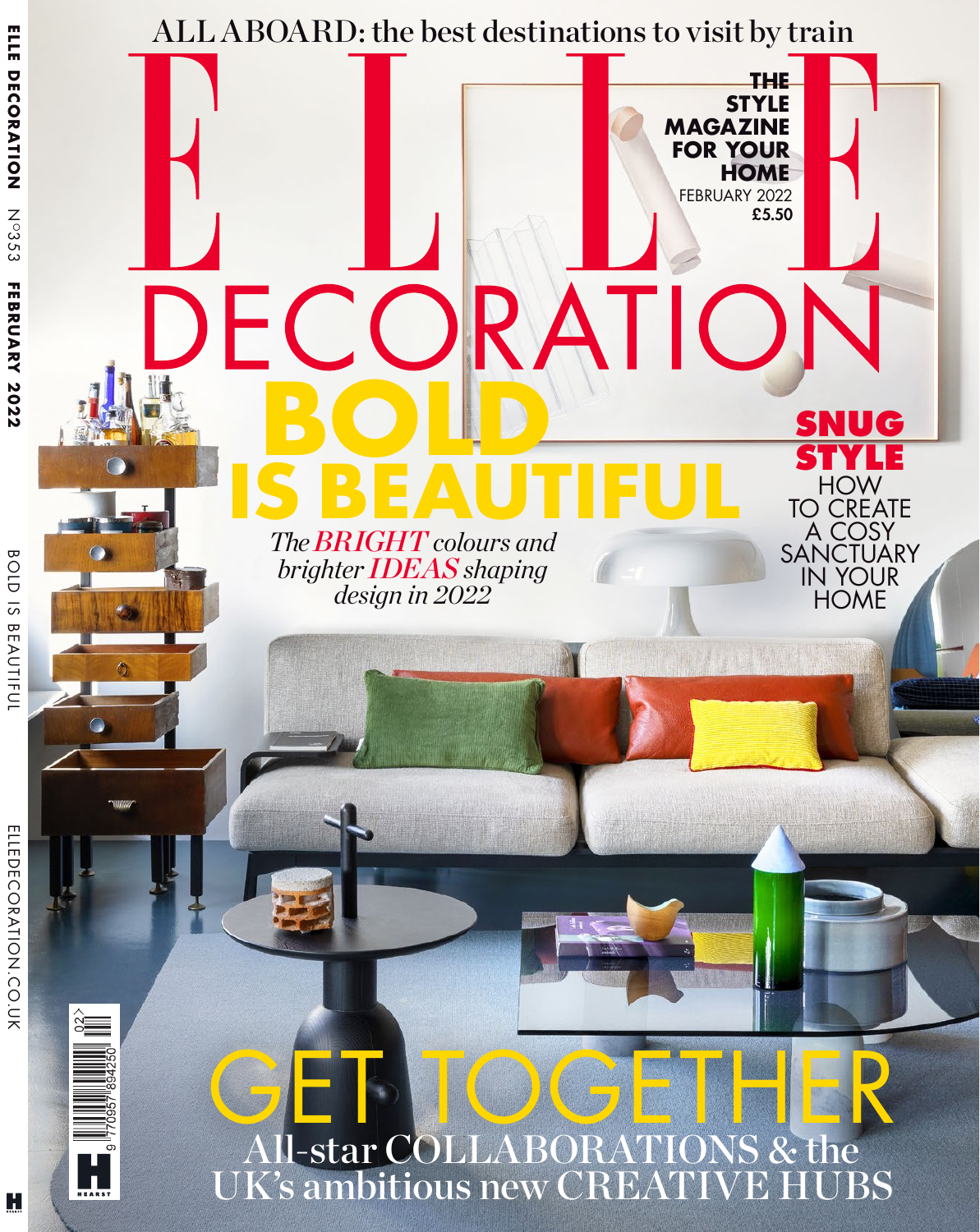ALL ABOARD: the best destinations to visit by train

# ELLE DECORATION

THE STYLE MAGAZINE FOR YOUR HOME

FEBRUARY 2022

£5.50

## BOLD IS BEAUTIFUL

*The BRIGHT colours and brighter IDEAS shaping design in 2022*

## SNUG STYLE

HOW TO CREATE A COSY SANCTUARY IN YOUR HOME

## GET TOGETHER

All-star COLLABORATIONS & the UK's ambitious new CREATIVE HUBS

ELLE DECORATION N°353 FEBRUARY 2022

BOLD IS BEAUTIFUL

ELLEDECORATION.CO.UK

HEARST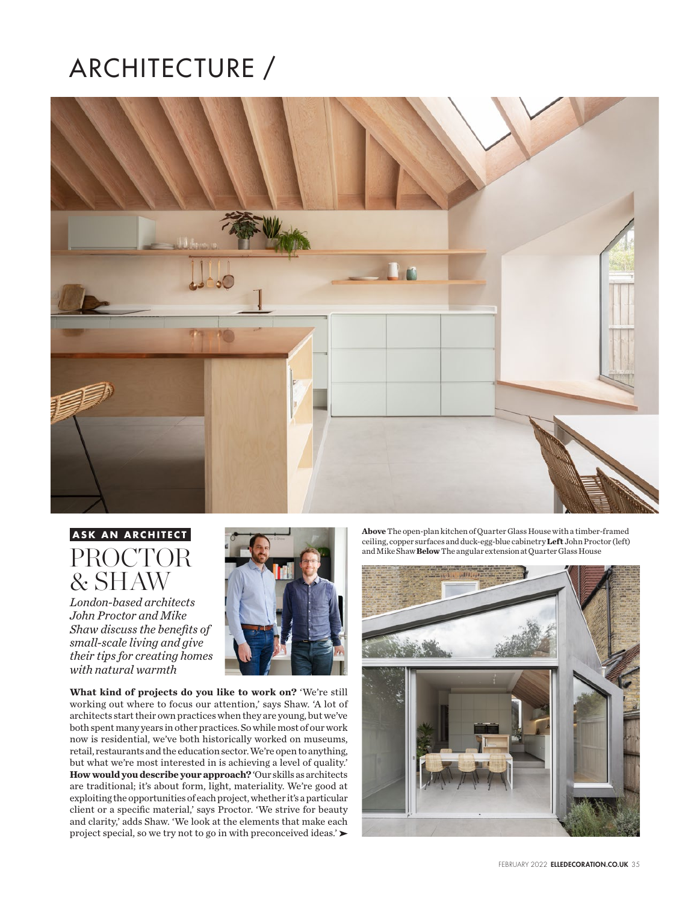# ARCHITECTURE /

ASK AN ARCHITECT

## PROCTOR & SHAW

*London-based architects John Proctor and Mike Shaw discuss the benefits of small-scale living and give their tips for creating homes with natural warmth*

**What kind of projects do you like to work on?** 'We're still working out where to focus our attention,' says Shaw. 'A lot of architects start their own practices when they are young, but we've both spent many years in other practices. So while most of our work now is residential, we've both historically worked on museums, retail, restaurants and the education sector. We're open to anything, but what we're most interested in is achieving a level of quality.'

**How would you describe your approach?** 'Our skills as architects are traditional; it's about form, light, materiality. We're good at exploiting the opportunities of each project, whether it's a particular client or a specific material,' says Proctor. 'We strive for beauty and clarity,' adds Shaw. 'We look at the elements that make each project special, so we try not to go in with preconceived ideas.' ➤

**Above** The open-plan kitchen of Quarter Glass House with a timber-framed ceiling, copper surfaces and duck-egg-blue cabinetry **Left** John Proctor (left) and Mike Shaw **Below** The angular extension at Quarter Glass House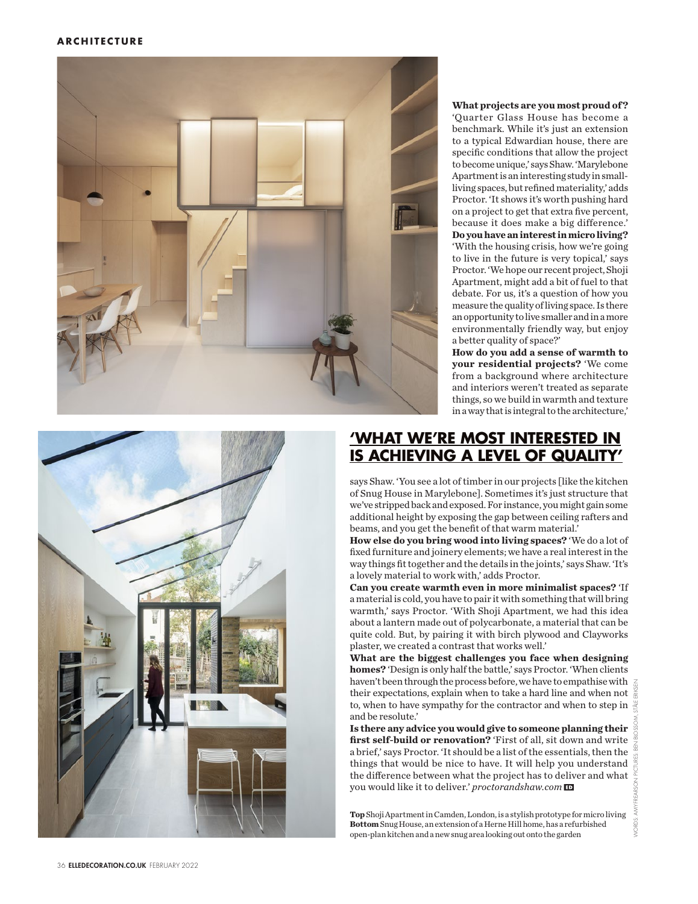**What projects are you most proud of?** 'Quarter Glass House has become a benchmark. While it's just an extension to a typical Edwardian house, there are specific conditions that allow the project to become unique,' says Shaw. 'Marylebone Apartment is an interesting study in small-living spaces, but refined materiality,' adds Proctor. 'It shows it's worth pushing hard on a project to get that extra five percent, because it does make a big difference.'

**Do you have an interest in micro living?** 'With the housing crisis, how we're going to live in the future is very topical,' says Proctor. 'We hope our recent project, Shoji Apartment, might add a bit of fuel to that debate. For us, it's a question of how you measure the quality of living space. Is there an opportunity to live smaller and in a more environmentally friendly way, but enjoy a better quality of space?'

**How do you add a sense of warmth to your residential projects?** 'We come from a background where architecture and interiors weren't treated as separate things, so we build in warmth and texture in a way that is integral to the architecture,'

## 'WHAT WE'RE MOST INTERESTED IN IS ACHIEVING A LEVEL OF QUALITY'

says Shaw. 'You see a lot of timber in our projects [like the kitchen of Snug House in Marylebone]. Sometimes it's just structure that we've stripped back and exposed. For instance, you might gain some additional height by exposing the gap between ceiling rafters and beams, and you get the benefit of that warm material.'

**How else do you bring wood into living spaces?** 'We do a lot of fixed furniture and joinery elements; we have a real interest in the way things fit together and the details in the joints,' says Shaw. 'It's a lovely material to work with,' adds Proctor.

**Can you create warmth even in more minimalist spaces?** 'If a material is cold, you have to pair it with something that will bring warmth,' says Proctor. 'With Shoji Apartment, we had this idea about a lantern made out of polycarbonate, a material that can be quite cold. But, by pairing it with birch plywood and Clayworks plaster, we created a contrast that works well.'

**What are the biggest challenges you face when designing homes?** 'Design is only half the battle,' says Proctor. 'When clients haven't been through the process before, we have to empathise with their expectations, explain when to take a hard line and when not to, when to have sympathy for the contractor and when to step in and be resolute.'

**Is there any advice you would give to someone planning their first self-build or renovation?** 'First of all, sit down and write a brief,' says Proctor. 'It should be a list of the essentials, then the things that would be nice to have. It will help you understand the difference between what the project has to deliver and what you would like it to deliver.' *proctorandshaw.com*

**Top** Shoji Apartment in Camden, London, is a stylish prototype for micro living **Bottom** Snug House, an extension of a Herne Hill home, has a refurbished open-plan kitchen and a new snug area looking out onto the garden

WORDS: AMY PEARSON PICTURES: BEN BLOSSOM, STÅLE ERIKSEN